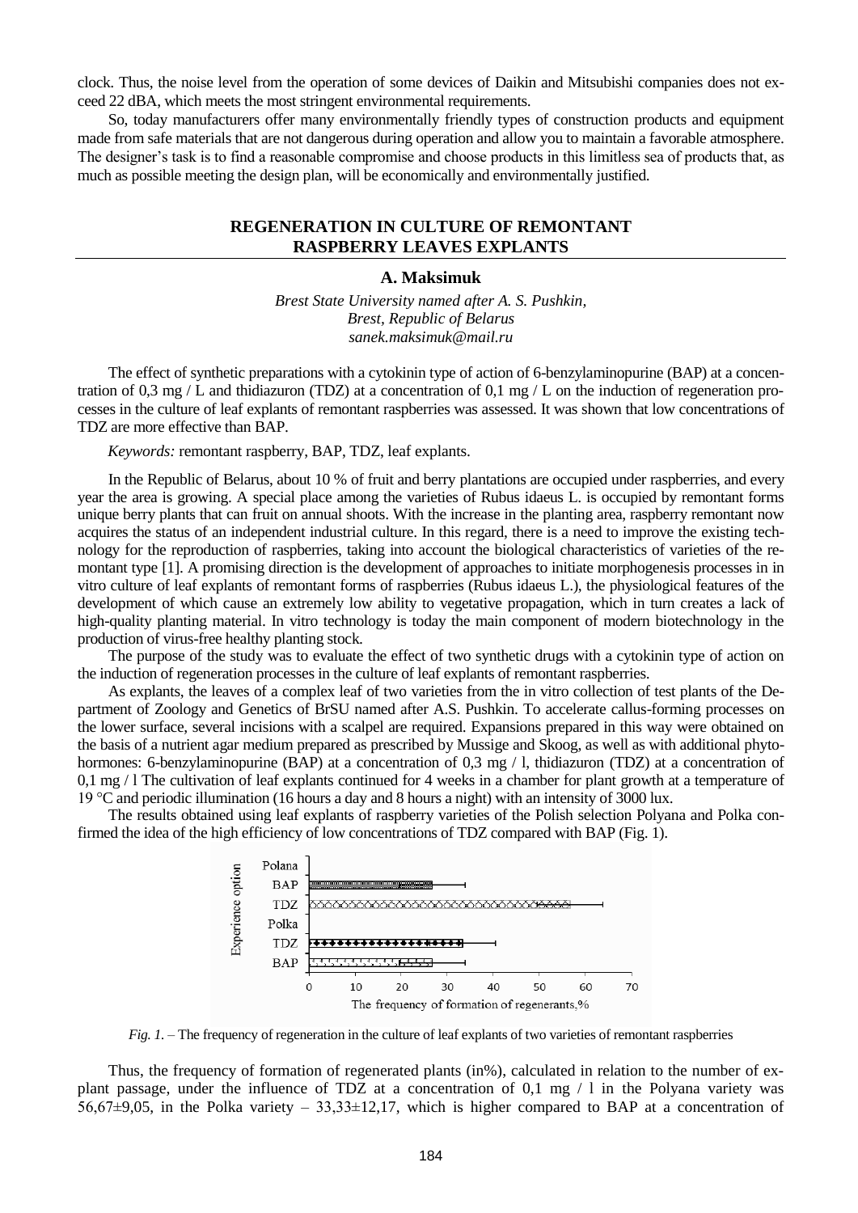clock. Thus, the noise level from the operation of some devices of Daikin and Mitsubishi companies does not exceed 22 dBA, which meets the most stringent environmental requirements.

So, today manufacturers offer many environmentally friendly types of construction products and equipment made from safe materials that are not dangerous during operation and allow you to maintain a favorable atmosphere. The designer's task is to find a reasonable compromise and choose products in this limitless sea of products that, as much as possible meeting the design plan, will be economically and environmentally justified.

## REGENERATION IN CULTURE OF REMONTANT RASPBERRY LEAVES EXPLANTS

**A. Maksimuk**

*Brest State University named after A. S. Pushkin,*
*Brest, Republic of Belarus*
*sanek.maksimuk@mail.ru*

The effect of synthetic preparations with a cytokinin type of action of 6-benzylaminopurine (BAP) at a concentration of 0,3 mg / L and thidiazuron (TDZ) at a concentration of 0,1 mg / L on the induction of regeneration processes in the culture of leaf explants of remontant raspberries was assessed. It was shown that low concentrations of TDZ are more effective than BAP.

*Keywords:* remontant raspberry, BAP, TDZ, leaf explants.

In the Republic of Belarus, about 10 % of fruit and berry plantations are occupied under raspberries, and every year the area is growing. A special place among the varieties of Rubus idaeus L. is occupied by remontant forms unique berry plants that can fruit on annual shoots. With the increase in the planting area, raspberry remontant now acquires the status of an independent industrial culture. In this regard, there is a need to improve the existing technology for the reproduction of raspberries, taking into account the biological characteristics of varieties of the remontant type [1]. A promising direction is the development of approaches to initiate morphogenesis processes in in vitro culture of leaf explants of remontant forms of raspberries (Rubus idaeus L.), the physiological features of the development of which cause an extremely low ability to vegetative propagation, which in turn creates a lack of high-quality planting material. In vitro technology is today the main component of modern biotechnology in the production of virus-free healthy planting stock.

The purpose of the study was to evaluate the effect of two synthetic drugs with a cytokinin type of action on the induction of regeneration processes in the culture of leaf explants of remontant raspberries.

As explants, the leaves of a complex leaf of two varieties from the in vitro collection of test plants of the Department of Zoology and Genetics of BrSU named after A.S. Pushkin. To accelerate callus-forming processes on the lower surface, several incisions with a scalpel are required. Expansions prepared in this way were obtained on the basis of a nutrient agar medium prepared as prescribed by Mussige and Skoog, as well as with additional phytohormones: 6-benzylaminopurine (BAP) at a concentration of 0,3 mg / l, thidiazuron (TDZ) at a concentration of 0,1 mg / l The cultivation of leaf explants continued for 4 weeks in a chamber for plant growth at a temperature of 19 °C and periodic illumination (16 hours a day and 8 hours a night) with an intensity of 3000 lux.

The results obtained using leaf explants of raspberry varieties of the Polish selection Polyana and Polka confirmed the idea of the high efficiency of low concentrations of TDZ compared with BAP (Fig. 1).

*Fig. 1.* – The frequency of regeneration in the culture of leaf explants of two varieties of remontant raspberries

Thus, the frequency of formation of regenerated plants (in%), calculated in relation to the number of explant passage, under the influence of TDZ at a concentration of 0,1 mg / l in the Polyana variety was 56,67±9,05, in the Polka variety – 33,33±12,17, which is higher compared to BAP at a concentration of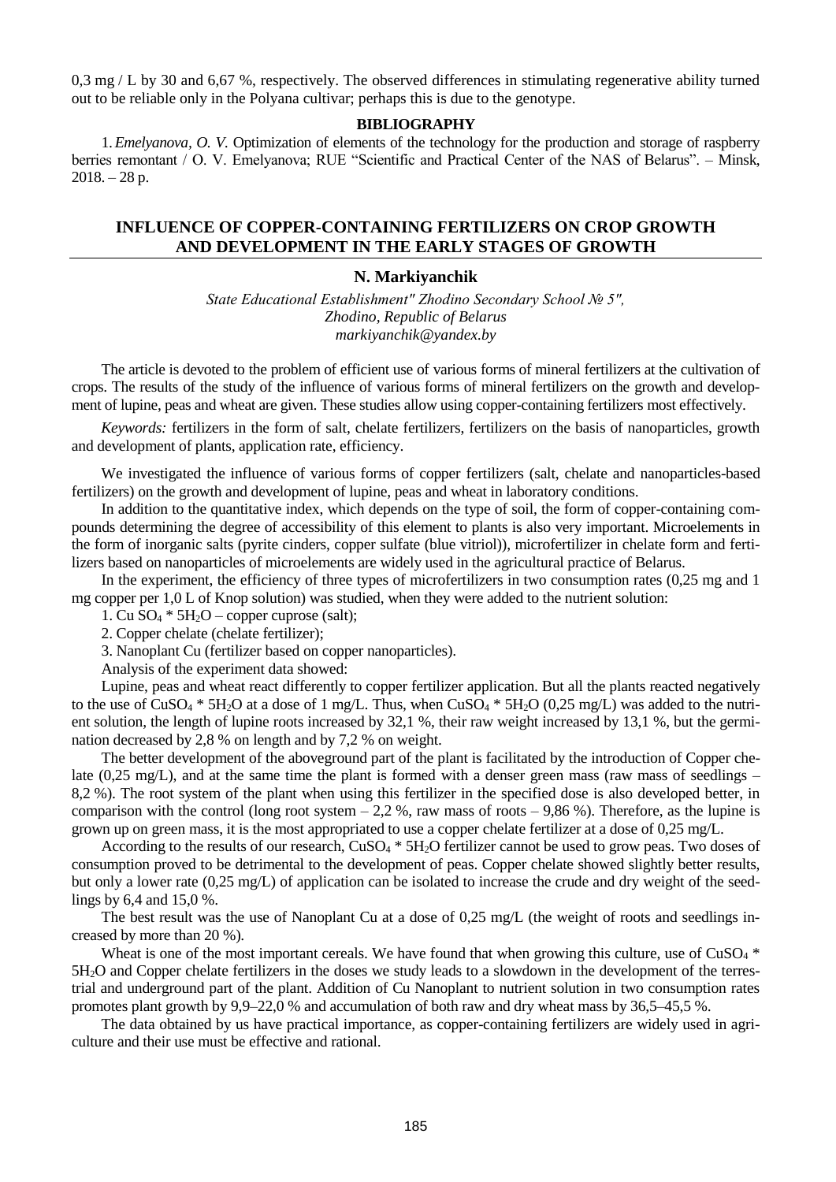0,3 mg / L by 30 and 6,67 %, respectively. The observed differences in stimulating regenerative ability turned out to be reliable only in the Polyana cultivar; perhaps this is due to the genotype.

### BIBLIOGRAPHY

1. *Emelyanova, O. V.* Optimization of elements of the technology for the production and storage of raspberry berries remontant / O. V. Emelyanova; RUE "Scientific and Practical Center of the NAS of Belarus". – Minsk, 2018. – 28 p.

## INFLUENCE OF COPPER-CONTAINING FERTILIZERS ON CROP GROWTH AND DEVELOPMENT IN THE EARLY STAGES OF GROWTH

**N. Markiyanchik**

*State Educational Establishment" Zhodino Secondary School № 5",*
*Zhodino, Republic of Belarus*
*markiyanchik@yandex.by*

The article is devoted to the problem of efficient use of various forms of mineral fertilizers at the cultivation of crops. The results of the study of the influence of various forms of mineral fertilizers on the growth and development of lupine, peas and wheat are given. These studies allow using copper-containing fertilizers most effectively.

*Keywords:* fertilizers in the form of salt, chelate fertilizers, fertilizers on the basis of nanoparticles, growth and development of plants, application rate, efficiency.

We investigated the influence of various forms of copper fertilizers (salt, chelate and nanoparticles-based fertilizers) on the growth and development of lupine, peas and wheat in laboratory conditions.

In addition to the quantitative index, which depends on the type of soil, the form of copper-containing compounds determining the degree of accessibility of this element to plants is also very important. Microelements in the form of inorganic salts (pyrite cinders, copper sulfate (blue vitriol)), microfertilizer in chelate form and fertilizers based on nanoparticles of microelements are widely used in the agricultural practice of Belarus.

In the experiment, the efficiency of three types of microfertilizers in two consumption rates (0,25 mg and 1 mg copper per 1,0 L of Knop solution) was studied, when they were added to the nutrient solution:

1. $CuSO_4 * 5H_2O$ – copper cuprose (salt);
2. Copper chelate (chelate fertilizer);
3. Nanoplant Cu (fertilizer based on copper nanoparticles).

Analysis of the experiment data showed:

Lupine, peas and wheat react differently to copper fertilizer application. But all the plants reacted negatively to the use of $CuSO_4 * 5H_2O$ at a dose of 1 mg/L. Thus, when $CuSO_4 * 5H_2O$ (0,25 mg/L) was added to the nutrient solution, the length of lupine roots increased by 32,1 %, their raw weight increased by 13,1 %, but the germination decreased by 2,8 % on length and by 7,2 % on weight.

The better development of the aboveground part of the plant is facilitated by the introduction of Copper chelate (0,25 mg/L), and at the same time the plant is formed with a denser green mass (raw mass of seedlings – 8,2 %). The root system of the plant when using this fertilizer in the specified dose is also developed better, in comparison with the control (long root system – 2,2 %, raw mass of roots – 9,86 %). Therefore, as the lupine is grown up on green mass, it is the most appropriated to use a copper chelate fertilizer at a dose of 0,25 mg/L.

According to the results of our research, $CuSO_4 * 5H_2O$ fertilizer cannot be used to grow peas. Two doses of consumption proved to be detrimental to the development of peas. Copper chelate showed slightly better results, but only a lower rate (0,25 mg/L) of application can be isolated to increase the crude and dry weight of the seedlings by 6,4 and 15,0 %.

The best result was the use of Nanoplant Cu at a dose of 0,25 mg/L (the weight of roots and seedlings increased by more than 20 %).

Wheat is one of the most important cereals. We have found that when growing this culture, use of $CuSO_4 * 5H_2O$ and Copper chelate fertilizers in the doses we study leads to a slowdown in the development of the terrestrial and underground part of the plant. Addition of Cu Nanoplant to nutrient solution in two consumption rates promotes plant growth by 9,9–22,0 % and accumulation of both raw and dry wheat mass by 36,5–45,5 %.

The data obtained by us have practical importance, as copper-containing fertilizers are widely used in agriculture and their use must be effective and rational.